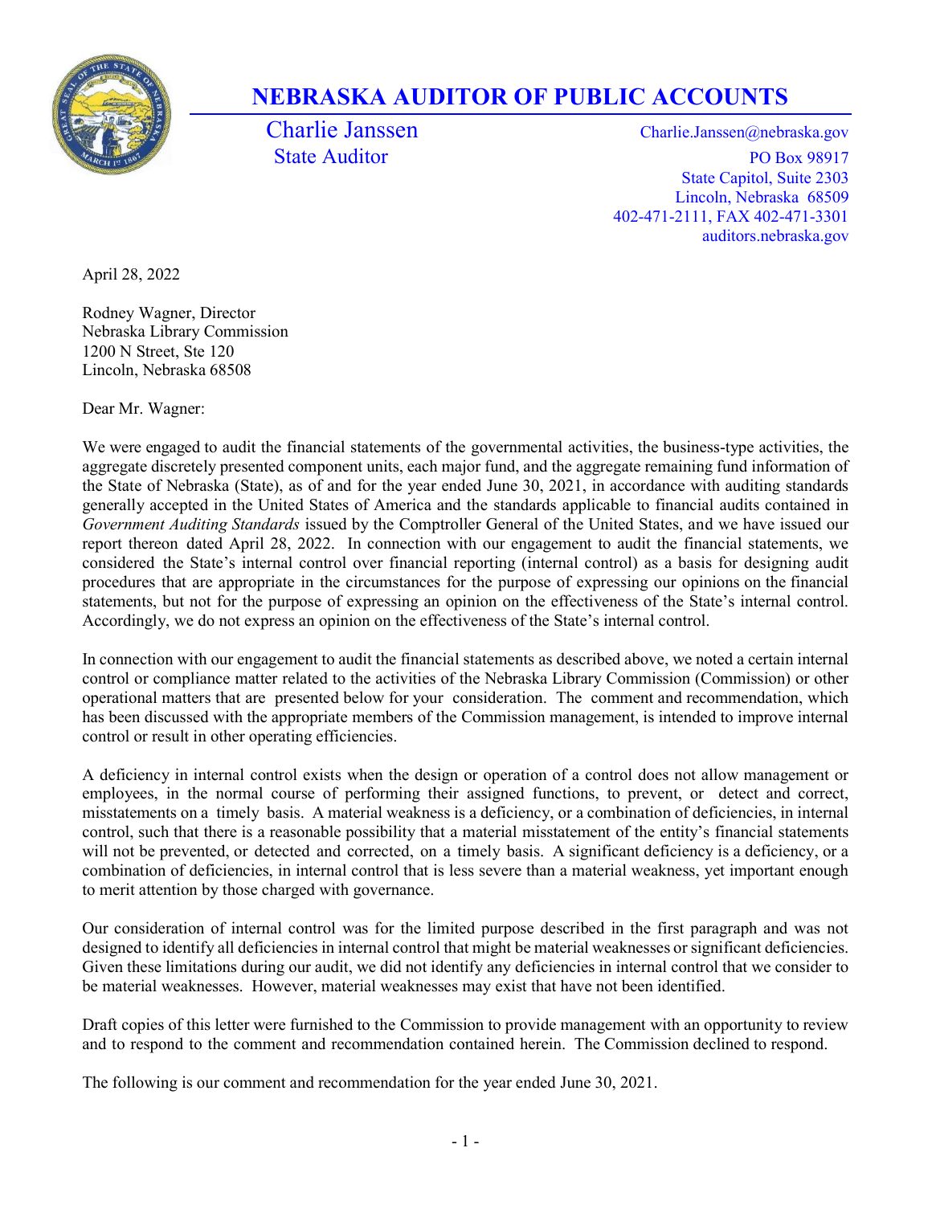# NEBRASKA AUDITOR OF PUBLIC ACCOUNTS

Charlie Janssen
State Auditor

Charlie.Janssen@nebraska.gov
PO Box 98917
State Capitol, Suite 2303
Lincoln, Nebraska 68509
402-471-2111, FAX 402-471-3301
auditors.nebraska.gov

April 28, 2022

Rodney Wagner, Director
Nebraska Library Commission
1200 N Street, Ste 120
Lincoln, Nebraska 68508

Dear Mr. Wagner:

We were engaged to audit the financial statements of the governmental activities, the business-type activities, the aggregate discretely presented component units, each major fund, and the aggregate remaining fund information of the State of Nebraska (State), as of and for the year ended June 30, 2021, in accordance with auditing standards generally accepted in the United States of America and the standards applicable to financial audits contained in *Government Auditing Standards* issued by the Comptroller General of the United States, and we have issued our report thereon dated April 28, 2022. In connection with our engagement to audit the financial statements, we considered the State's internal control over financial reporting (internal control) as a basis for designing audit procedures that are appropriate in the circumstances for the purpose of expressing our opinions on the financial statements, but not for the purpose of expressing an opinion on the effectiveness of the State's internal control. Accordingly, we do not express an opinion on the effectiveness of the State's internal control.

In connection with our engagement to audit the financial statements as described above, we noted a certain internal control or compliance matter related to the activities of the Nebraska Library Commission (Commission) or other operational matters that are presented below for your consideration. The comment and recommendation, which has been discussed with the appropriate members of the Commission management, is intended to improve internal control or result in other operating efficiencies.

A deficiency in internal control exists when the design or operation of a control does not allow management or employees, in the normal course of performing their assigned functions, to prevent, or detect and correct, misstatements on a timely basis. A material weakness is a deficiency, or a combination of deficiencies, in internal control, such that there is a reasonable possibility that a material misstatement of the entity's financial statements will not be prevented, or detected and corrected, on a timely basis. A significant deficiency is a deficiency, or a combination of deficiencies, in internal control that is less severe than a material weakness, yet important enough to merit attention by those charged with governance.

Our consideration of internal control was for the limited purpose described in the first paragraph and was not designed to identify all deficiencies in internal control that might be material weaknesses or significant deficiencies. Given these limitations during our audit, we did not identify any deficiencies in internal control that we consider to be material weaknesses. However, material weaknesses may exist that have not been identified.

Draft copies of this letter were furnished to the Commission to provide management with an opportunity to review and to respond to the comment and recommendation contained herein. The Commission declined to respond.

The following is our comment and recommendation for the year ended June 30, 2021.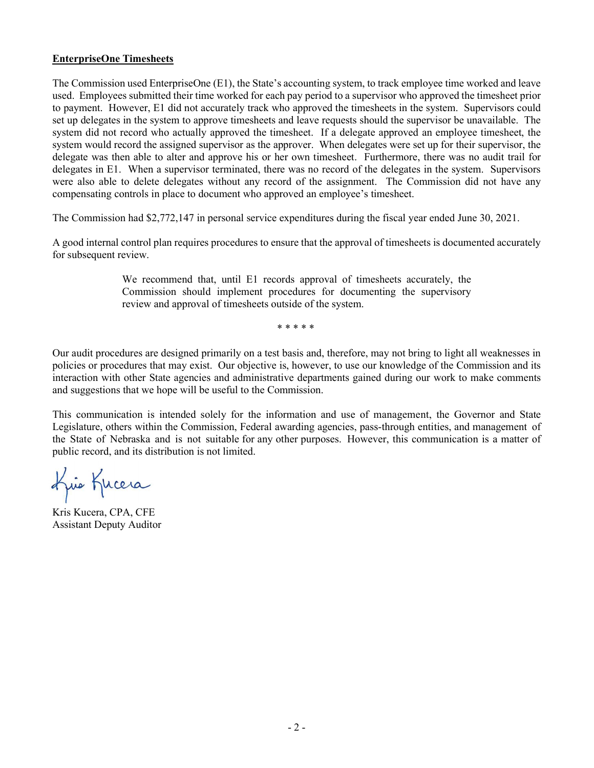**EnterpriseOne Timesheets**

The Commission used EnterpriseOne (E1), the State's accounting system, to track employee time worked and leave used. Employees submitted their time worked for each pay period to a supervisor who approved the timesheet prior to payment. However, E1 did not accurately track who approved the timesheets in the system. Supervisors could set up delegates in the system to approve timesheets and leave requests should the supervisor be unavailable. The system did not record who actually approved the timesheet. If a delegate approved an employee timesheet, the system would record the assigned supervisor as the approver. When delegates were set up for their supervisor, the delegate was then able to alter and approve his or her own timesheet. Furthermore, there was no audit trail for delegates in E1. When a supervisor terminated, there was no record of the delegates in the system. Supervisors were also able to delete delegates without any record of the assignment. The Commission did not have any compensating controls in place to document who approved an employee's timesheet.

The Commission had $2,772,147 in personal service expenditures during the fiscal year ended June 30, 2021.

A good internal control plan requires procedures to ensure that the approval of timesheets is documented accurately for subsequent review.

> We recommend that, until E1 records approval of timesheets accurately, the Commission should implement procedures for documenting the supervisory review and approval of timesheets outside of the system.

\* \* \* \* \*

Our audit procedures are designed primarily on a test basis and, therefore, may not bring to light all weaknesses in policies or procedures that may exist. Our objective is, however, to use our knowledge of the Commission and its interaction with other State agencies and administrative departments gained during our work to make comments and suggestions that we hope will be useful to the Commission.

This communication is intended solely for the information and use of management, the Governor and State Legislature, others within the Commission, Federal awarding agencies, pass-through entities, and management of the State of Nebraska and is not suitable for any other purposes. However, this communication is a matter of public record, and its distribution is not limited.

Kris Kucera

Kris Kucera, CPA, CFE
Assistant Deputy Auditor